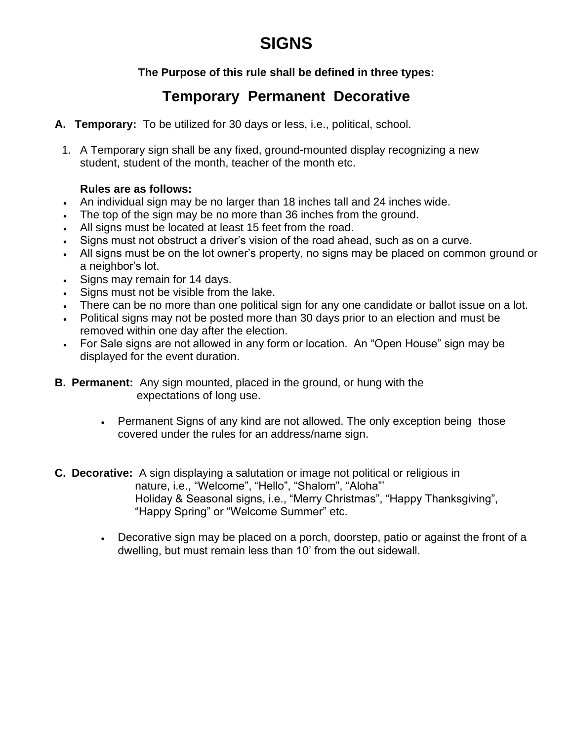# SIGNS

**The Purpose of this rule shall be defined in three types:**

## Temporary Permanent Decorative

**A. Temporary:** To be utilized for 30 days or less, i.e., political, school.

1. A Temporary sign shall be any fixed, ground-mounted display recognizing a new student, student of the month, teacher of the month etc.

   **Rules are as follows:**

- An individual sign may be no larger than 18 inches tall and 24 inches wide.
- The top of the sign may be no more than 36 inches from the ground.
- All signs must be located at least 15 feet from the road.
- Signs must not obstruct a driver's vision of the road ahead, such as on a curve.
- All signs must be on the lot owner's property, no signs may be placed on common ground or a neighbor's lot.
- Signs may remain for 14 days.
- Signs must not be visible from the lake.
- There can be no more than one political sign for any one candidate or ballot issue on a lot.
- Political signs may not be posted more than 30 days prior to an election and must be removed within one day after the election.
- For Sale signs are not allowed in any form or location. An "Open House" sign may be displayed for the event duration.

**B. Permanent:** Any sign mounted, placed in the ground, or hung with the expectations of long use.

- Permanent Signs of any kind are not allowed. The only exception being those covered under the rules for an address/name sign.

**C. Decorative:** A sign displaying a salutation or image not political or religious in nature, i.e., "Welcome", "Hello", "Shalom", "Aloha"' Holiday & Seasonal signs, i.e., "Merry Christmas", "Happy Thanksgiving", "Happy Spring" or "Welcome Summer" etc.

- Decorative sign may be placed on a porch, doorstep, patio or against the front of a dwelling, but must remain less than 10' from the out sidewall.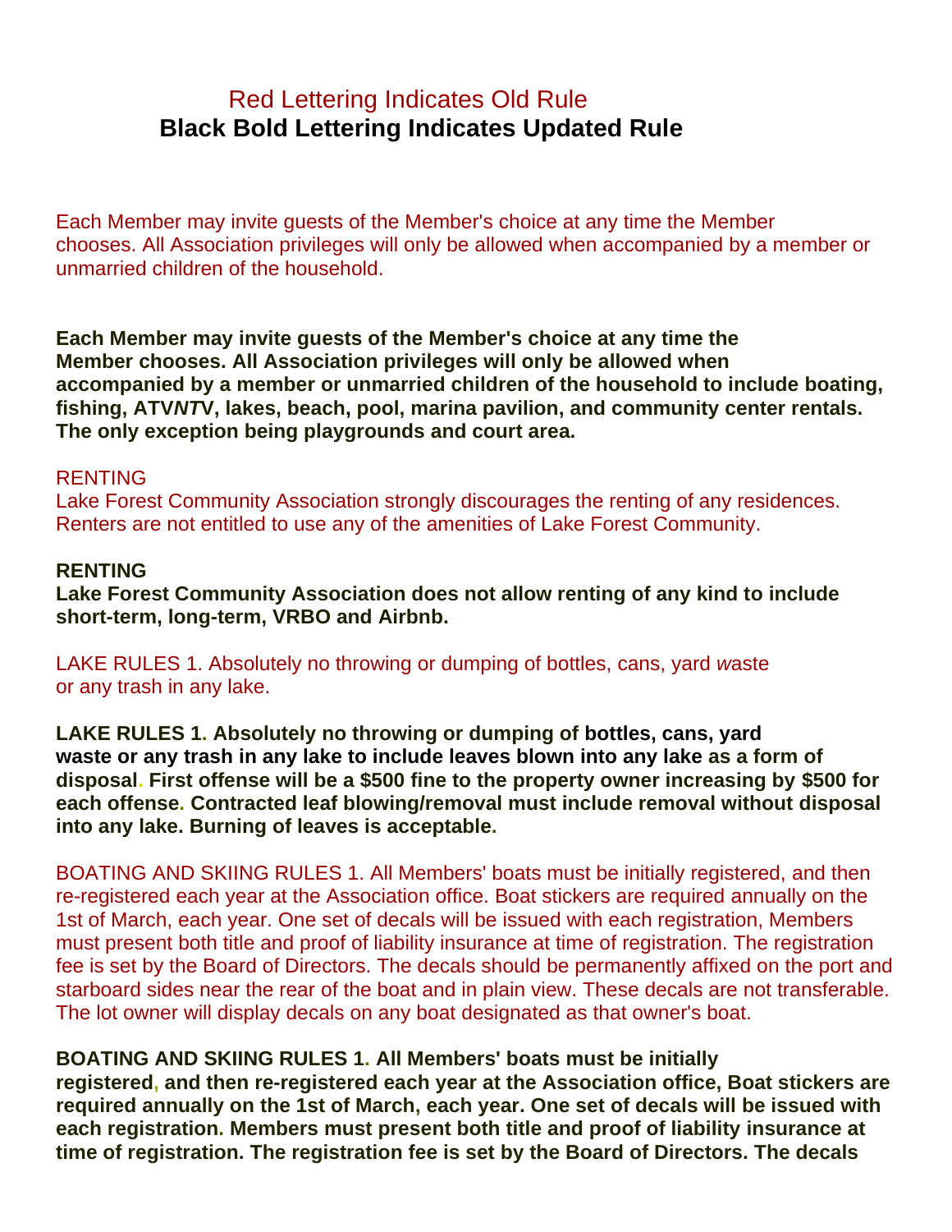Red Lettering Indicates Old Rule

**Black Bold Lettering Indicates Updated Rule**

Each Member may invite guests of the Member's choice at any time the Member chooses. All Association privileges will only be allowed when accompanied by a member or unmarried children of the household.

**Each Member may invite guests of the Member's choice at any time the Member chooses. All Association privileges will only be allowed when accompanied by a member or unmarried children of the household to include boating, fishing, ATV/UTV, lakes, beach, pool, marina pavilion, and community center rentals. The only exception being playgrounds and court area.**

RENTING

Lake Forest Community Association strongly discourages the renting of any residences. Renters are not entitled to use any of the amenities of Lake Forest Community.

**RENTING**

**Lake Forest Community Association does not allow renting of any kind to include short-term, long-term, VRBO and Airbnb.**

LAKE RULES 1. Absolutely no throwing or dumping of bottles, cans, yard waste or any trash in any lake.

**LAKE RULES 1. Absolutely no throwing or dumping of bottles, cans, yard waste or any trash in any lake to include leaves blown into any lake as a form of disposal. First offense will be a $500 fine to the property owner increasing by $500 for each offense. Contracted leaf blowing/removal must include removal without disposal into any lake. Burning of leaves is acceptable.**

BOATING AND SKIING RULES 1. All Members' boats must be initially registered, and then re-registered each year at the Association office. Boat stickers are required annually on the 1st of March, each year. One set of decals will be issued with each registration, Members must present both title and proof of liability insurance at time of registration. The registration fee is set by the Board of Directors. The decals should be permanently affixed on the port and starboard sides near the rear of the boat and in plain view. These decals are not transferable. The lot owner will display decals on any boat designated as that owner's boat.

**BOATING AND SKIING RULES 1. All Members' boats must be initially registered, and then re-registered each year at the Association office, Boat stickers are required annually on the 1st of March, each year. One set of decals will be issued with each registration. Members must present both title and proof of liability insurance at time of registration. The registration fee is set by the Board of Directors. The decals**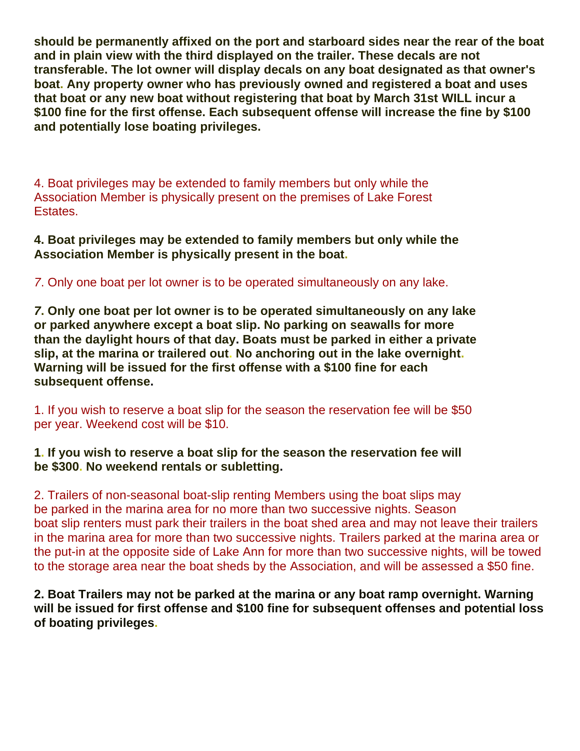**should be permanently affixed on the port and starboard sides near the rear of the boat and in plain view with the third displayed on the trailer. These decals are not transferable. The lot owner will display decals on any boat designated as that owner's boat. Any property owner who has previously owned and registered a boat and uses that boat or any new boat without registering that boat by March 31st WILL incur a $100 fine for the first offense. Each subsequent offense will increase the fine by $100 and potentially lose boating privileges.**

4. Boat privileges may be extended to family members but only while the Association Member is physically present on the premises of Lake Forest Estates.

**4. Boat privileges may be extended to family members but only while the Association Member is physically present in the boat.**

7. Only one boat per lot owner is to be operated simultaneously on any lake.

**7. Only one boat per lot owner is to be operated simultaneously on any lake or parked anywhere except a boat slip. No parking on seawalls for more than the daylight hours of that day. Boats must be parked in either a private slip, at the marina or trailered out. No anchoring out in the lake overnight. Warning will be issued for the first offense with a $100 fine for each subsequent offense.**

1. If you wish to reserve a boat slip for the season the reservation fee will be $50 per year. Weekend cost will be $10.

**1. If you wish to reserve a boat slip for the season the reservation fee will be $300. No weekend rentals or subletting.**

2. Trailers of non-seasonal boat-slip renting Members using the boat slips may be parked in the marina area for no more than two successive nights. Season boat slip renters must park their trailers in the boat shed area and may not leave their trailers in the marina area for more than two successive nights. Trailers parked at the marina area or the put-in at the opposite side of Lake Ann for more than two successive nights, will be towed to the storage area near the boat sheds by the Association, and will be assessed a $50 fine.

**2. Boat Trailers may not be parked at the marina or any boat ramp overnight. Warning will be issued for first offense and $100 fine for subsequent offenses and potential loss of boating privileges.**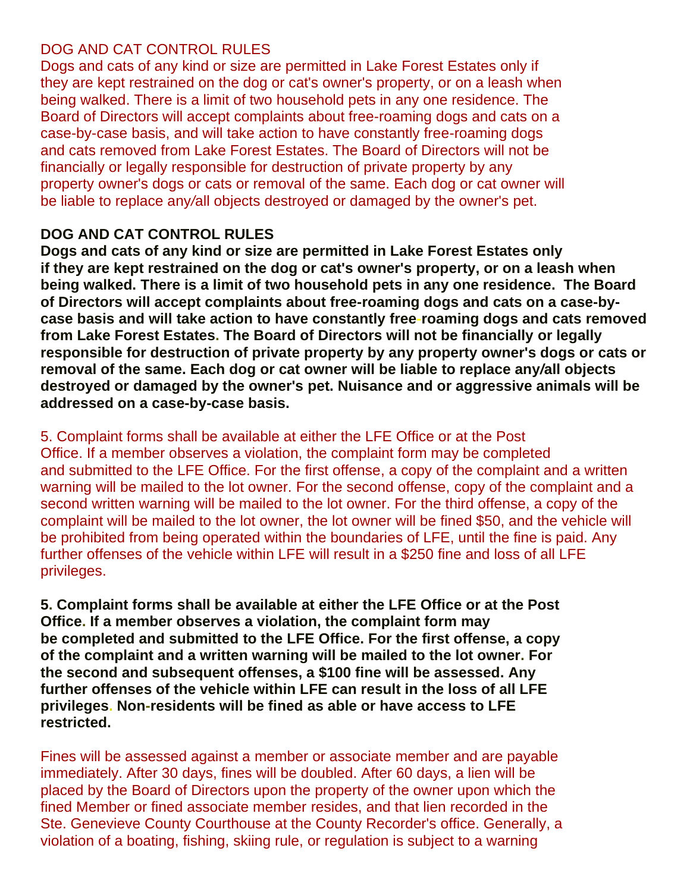DOG AND CAT CONTROL RULES

Dogs and cats of any kind or size are permitted in Lake Forest Estates only if they are kept restrained on the dog or cat's owner's property, or on a leash when being walked. There is a limit of two household pets in any one residence. The Board of Directors will accept complaints about free-roaming dogs and cats on a case-by-case basis, and will take action to have constantly free-roaming dogs and cats removed from Lake Forest Estates. The Board of Directors will not be financially or legally responsible for destruction of private property by any property owner's dogs or cats or removal of the same. Each dog or cat owner will be liable to replace any/all objects destroyed or damaged by the owner's pet.

**DOG AND CAT CONTROL RULES**

**Dogs and cats of any kind or size are permitted in Lake Forest Estates only if they are kept restrained on the dog or cat's owner's property, or on a leash when being walked. There is a limit of two household pets in any one residence. The Board of Directors will accept complaints about free-roaming dogs and cats on a case-by-case basis and will take action to have constantly free-roaming dogs and cats removed from Lake Forest Estates. The Board of Directors will not be financially or legally responsible for destruction of private property by any property owner's dogs or cats or removal of the same. Each dog or cat owner will be liable to replace any/all objects destroyed or damaged by the owner's pet. Nuisance and or aggressive animals will be addressed on a case-by-case basis.**

5. Complaint forms shall be available at either the LFE Office or at the Post Office. If a member observes a violation, the complaint form may be completed and submitted to the LFE Office. For the first offense, a copy of the complaint and a written warning will be mailed to the lot owner. For the second offense, copy of the complaint and a second written warning will be mailed to the lot owner. For the third offense, a copy of the complaint will be mailed to the lot owner, the lot owner will be fined $50, and the vehicle will be prohibited from being operated within the boundaries of LFE, until the fine is paid. Any further offenses of the vehicle within LFE will result in a $250 fine and loss of all LFE privileges.

**5. Complaint forms shall be available at either the LFE Office or at the Post Office. If a member observes a violation, the complaint form may be completed and submitted to the LFE Office. For the first offense, a copy of the complaint and a written warning will be mailed to the lot owner. For the second and subsequent offenses, a $100 fine will be assessed. Any further offenses of the vehicle within LFE can result in the loss of all LFE privileges. Non-residents will be fined as able or have access to LFE restricted.**

Fines will be assessed against a member or associate member and are payable immediately. After 30 days, fines will be doubled. After 60 days, a lien will be placed by the Board of Directors upon the property of the owner upon which the fined Member or fined associate member resides, and that lien recorded in the Ste. Genevieve County Courthouse at the County Recorder's office. Generally, a violation of a boating, fishing, skiing rule, or regulation is subject to a warning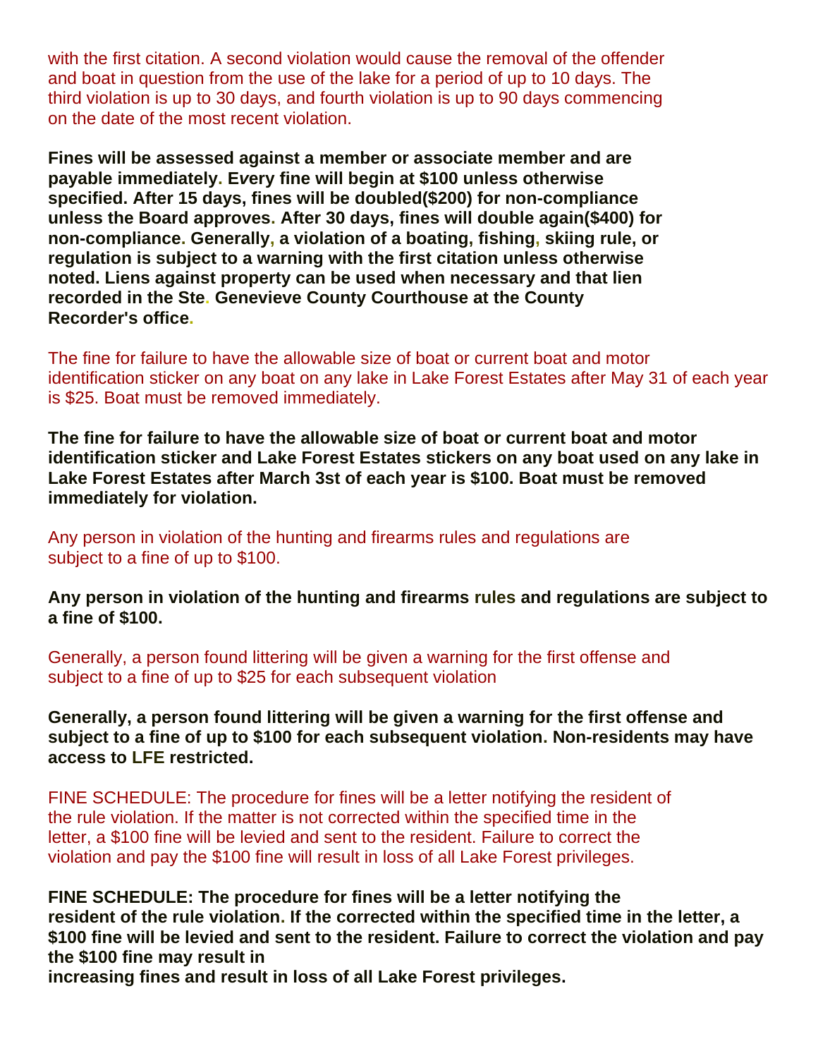with the first citation. A second violation would cause the removal of the offender and boat in question from the use of the lake for a period of up to 10 days. The third violation is up to 30 days, and fourth violation is up to 90 days commencing on the date of the most recent violation.

**Fines will be assessed against a member or associate member and are payable immediately. Every fine will begin at $100 unless otherwise specified. After 15 days, fines will be doubled($200) for non-compliance unless the Board approves. After 30 days, fines will double again($400) for non-compliance. Generally, a violation of a boating, fishing, skiing rule, or regulation is subject to a warning with the first citation unless otherwise noted. Liens against property can be used when necessary and that lien recorded in the Ste. Genevieve County Courthouse at the County Recorder's office.**

The fine for failure to have the allowable size of boat or current boat and motor identification sticker on any boat on any lake in Lake Forest Estates after May 31 of each year is $25. Boat must be removed immediately.

**The fine for failure to have the allowable size of boat or current boat and motor identification sticker and Lake Forest Estates stickers on any boat used on any lake in Lake Forest Estates after March 3st of each year is $100. Boat must be removed immediately for violation.**

Any person in violation of the hunting and firearms rules and regulations are subject to a fine of up to $100.

**Any person in violation of the hunting and firearms rules and regulations are subject to a fine of $100.**

Generally, a person found littering will be given a warning for the first offense and subject to a fine of up to $25 for each subsequent violation

**Generally, a person found littering will be given a warning for the first offense and subject to a fine of up to $100 for each subsequent violation. Non-residents may have access to LFE restricted.**

FINE SCHEDULE: The procedure for fines will be a letter notifying the resident of the rule violation. If the matter is not corrected within the specified time in the letter, a $100 fine will be levied and sent to the resident. Failure to correct the violation and pay the $100 fine will result in loss of all Lake Forest privileges.

**FINE SCHEDULE: The procedure for fines will be a letter notifying the resident of the rule violation. If the corrected within the specified time in the letter, a $100 fine will be levied and sent to the resident. Failure to correct the violation and pay the $100 fine may result in increasing fines and result in loss of all Lake Forest privileges.**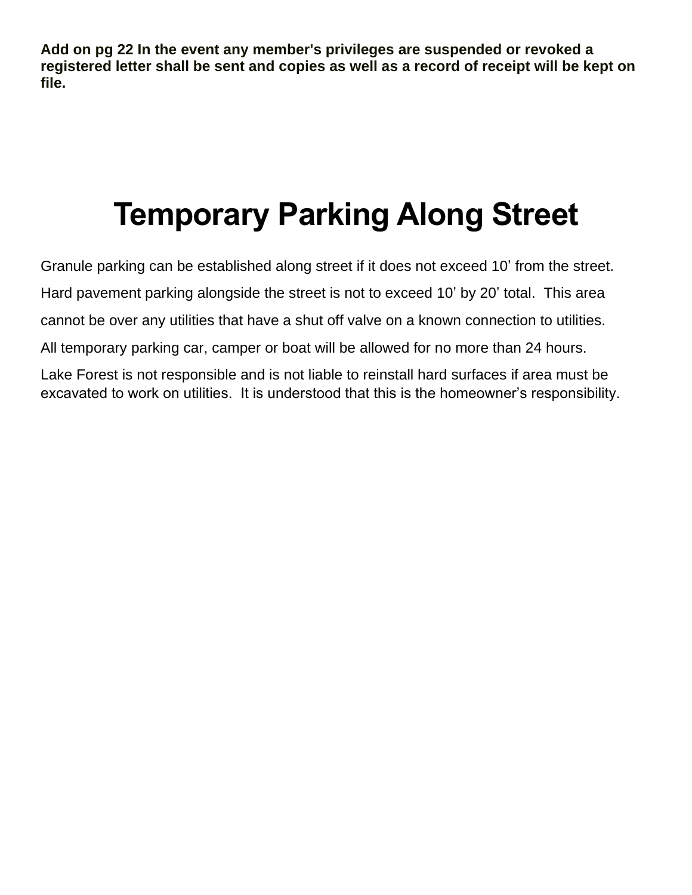**Add on pg 22 In the event any member's privileges are suspended or revoked a registered letter shall be sent and copies as well as a record of receipt will be kept on file.**

# Temporary Parking Along Street

Granule parking can be established along street if it does not exceed 10’ from the street.

Hard pavement parking alongside the street is not to exceed 10’ by 20’ total. This area cannot be over any utilities that have a shut off valve on a known connection to utilities.

All temporary parking car, camper or boat will be allowed for no more than 24 hours.

Lake Forest is not responsible and is not liable to reinstall hard surfaces if area must be excavated to work on utilities. It is understood that this is the homeowner’s responsibility.